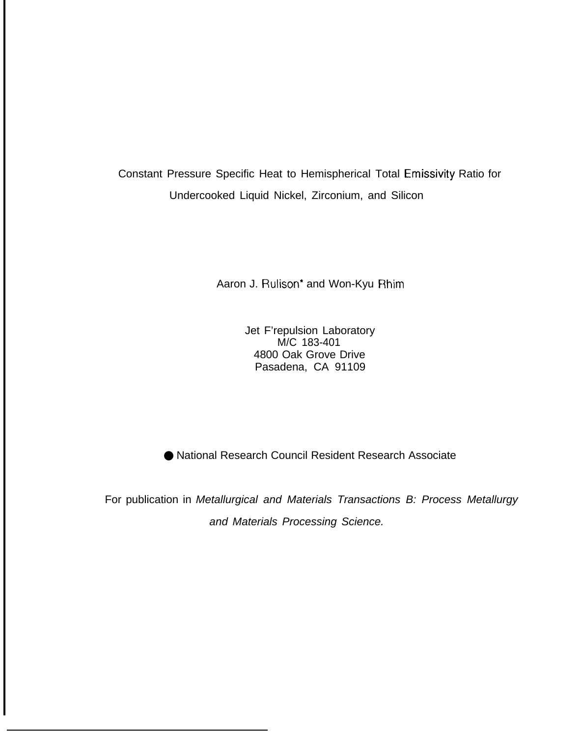# Constant Pressure Specific Heat to Hemispherical Total Emissivity Ratio for Undercooked Liquid Nickel, Zirconium, and Silicon

Aaron J. Rulison* and Won-Kyu Rhim

Jet F'repulsion Laboratory
M/C 183-401
4800 Oak Grove Drive
Pasadena, CA 91109

* National Research Council Resident Research Associate

For publication in *Metallurgical and Materials Transactions B: Process Metallurgy and Materials Processing Science.*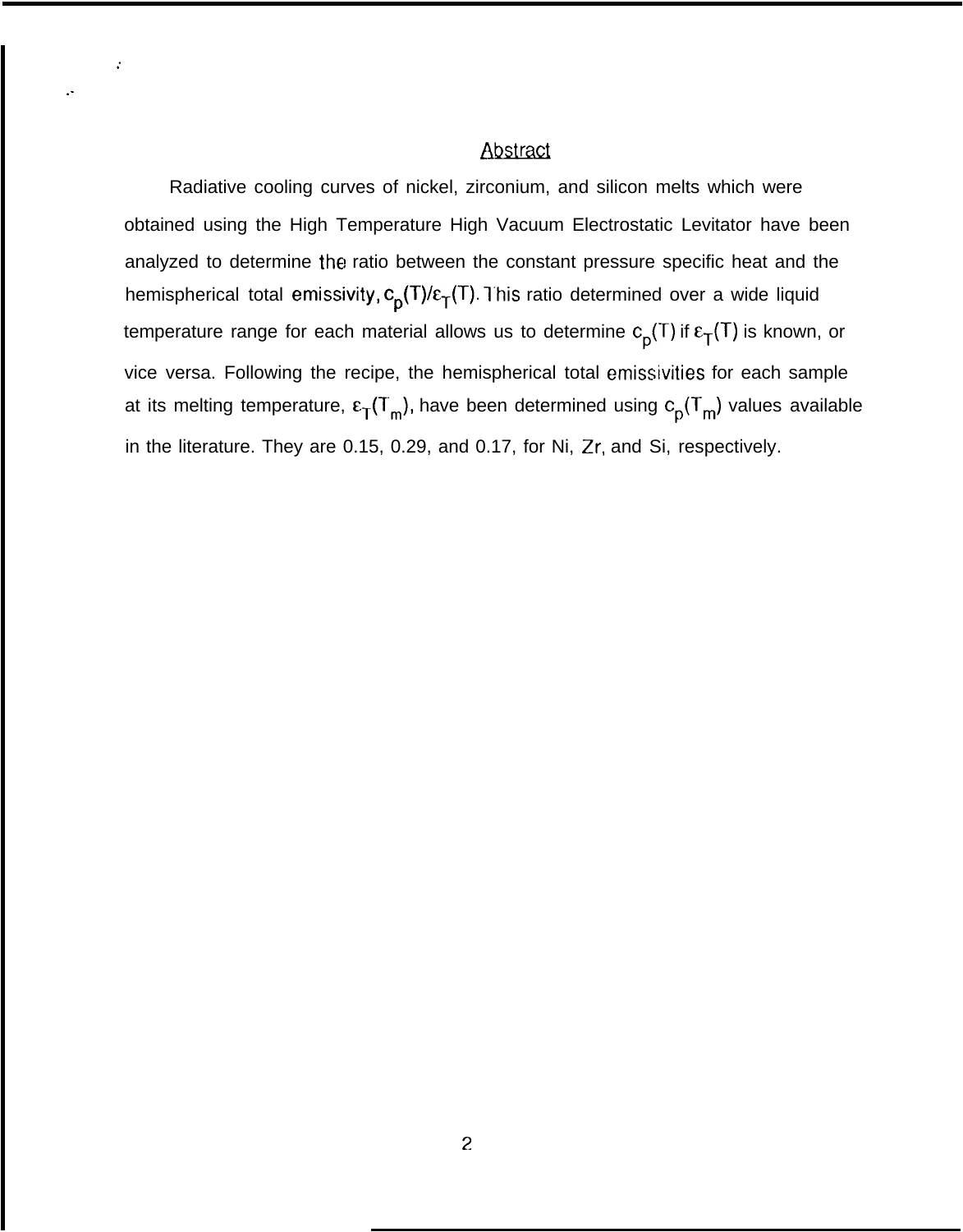## Abstract

Radiative cooling curves of nickel, zirconium, and silicon melts which were obtained using the High Temperature High Vacuum Electrostatic Levitator have been analyzed to determine the ratio between the constant pressure specific heat and the hemispherical total emissivity, $c_p(T)/\varepsilon_T(T)$. This ratio determined over a wide liquid temperature range for each material allows us to determine $c_p(T)$ if $\varepsilon_T(T)$ is known, or vice versa. Following the recipe, the hemispherical total emissivities for each sample at its melting temperature, $\varepsilon_T(T_m)$, have been determined using $c_p(T_m)$ values available in the literature. They are 0.15, 0.29, and 0.17, for Ni, Zr, and Si, respectively.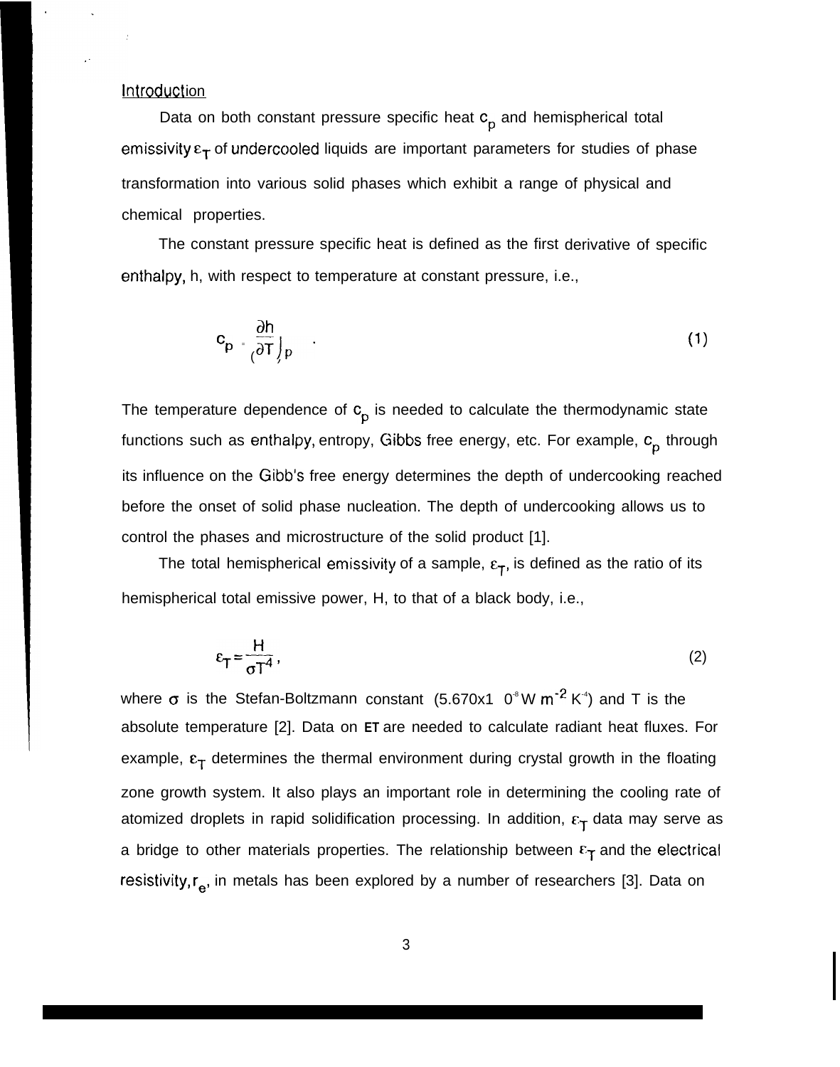## Introduction

Data on both constant pressure specific heat $c_p$ and hemispherical total emissivity $\varepsilon_T$ of undercooled liquids are important parameters for studies of phase transformation into various solid phases which exhibit a range of physical and chemical properties.

The constant pressure specific heat is defined as the first derivative of specific enthalpy, h, with respect to temperature at constant pressure, i.e.,

$$c_p = \left(\frac{\partial h}{\partial T}\right)_p \quad . \tag{1}$$

The temperature dependence of $c_p$ is needed to calculate the thermodynamic state functions such as enthalpy, entropy, Gibbs free energy, etc. For example, $c_p$ through its influence on the Gibb's free energy determines the depth of undercooking reached before the onset of solid phase nucleation. The depth of undercooking allows us to control the phases and microstructure of the solid product [1].

The total hemispherical emissivity of a sample, $\varepsilon_T$, is defined as the ratio of its hemispherical total emissive power, H, to that of a black body, i.e.,

$$\varepsilon_T = \frac{H}{\sigma T^4} , \tag{2}$$

where $\sigma$ is the Stefan-Boltzmann constant ($5.670 \times 10^{-8}$ W $m^{-2}$ $K^{-4}$) and T is the absolute temperature [2]. Data on **ET** are needed to calculate radiant heat fluxes. For example, $\varepsilon_T$ determines the thermal environment during crystal growth in the floating zone growth system. It also plays an important role in determining the cooling rate of atomized droplets in rapid solidification processing. In addition, $\varepsilon_T$ data may serve as a bridge to other materials properties. The relationship between $\varepsilon_T$ and the electrical resistivity, $r_e$, in metals has been explored by a number of researchers [3]. Data on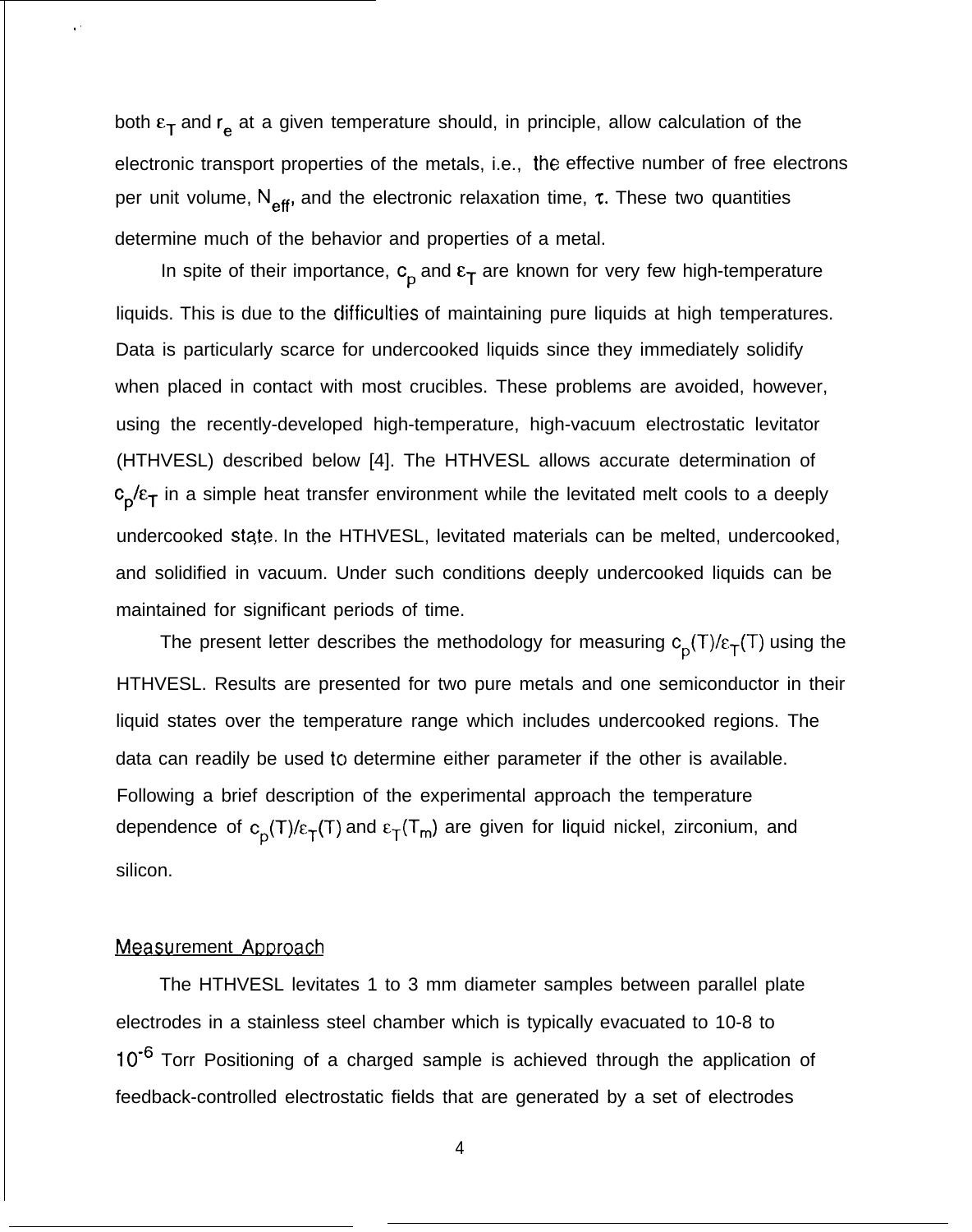both $\varepsilon_T$ and $r_e$ at a given temperature should, in principle, allow calculation of the electronic transport properties of the metals, i.e., the effective number of free electrons per unit volume, $N_{eff}$, and the electronic relaxation time, $\tau$. These two quantities determine much of the behavior and properties of a metal.

In spite of their importance, $c_p$ and $\varepsilon_T$ are known for very few high-temperature liquids. This is due to the difficulties of maintaining pure liquids at high temperatures. Data is particularly scarce for undercooked liquids since they immediately solidify when placed in contact with most crucibles. These problems are avoided, however, using the recently-developed high-temperature, high-vacuum electrostatic levitator (HTHVESL) described below [4]. The HTHVESL allows accurate determination of $c_p/\varepsilon_T$ in a simple heat transfer environment while the levitated melt cools to a deeply undercooked state. In the HTHVESL, levitated materials can be melted, undercooked, and solidified in vacuum. Under such conditions deeply undercooked liquids can be maintained for significant periods of time.

The present letter describes the methodology for measuring $c_p(T)/\varepsilon_T(T)$ using the HTHVESL. Results are presented for two pure metals and one semiconductor in their liquid states over the temperature range which includes undercooked regions. The data can readily be used to determine either parameter if the other is available. Following a brief description of the experimental approach the temperature dependence of $c_p(T)/\varepsilon_T(T)$ and $\varepsilon_T(T_m)$ are given for liquid nickel, zirconium, and silicon.

## Measurement Approach

The HTHVESL levitates 1 to 3 mm diameter samples between parallel plate electrodes in a stainless steel chamber which is typically evacuated to 10-8 to $10^{-6}$ Torr Positioning of a charged sample is achieved through the application of feedback-controlled electrostatic fields that are generated by a set of electrodes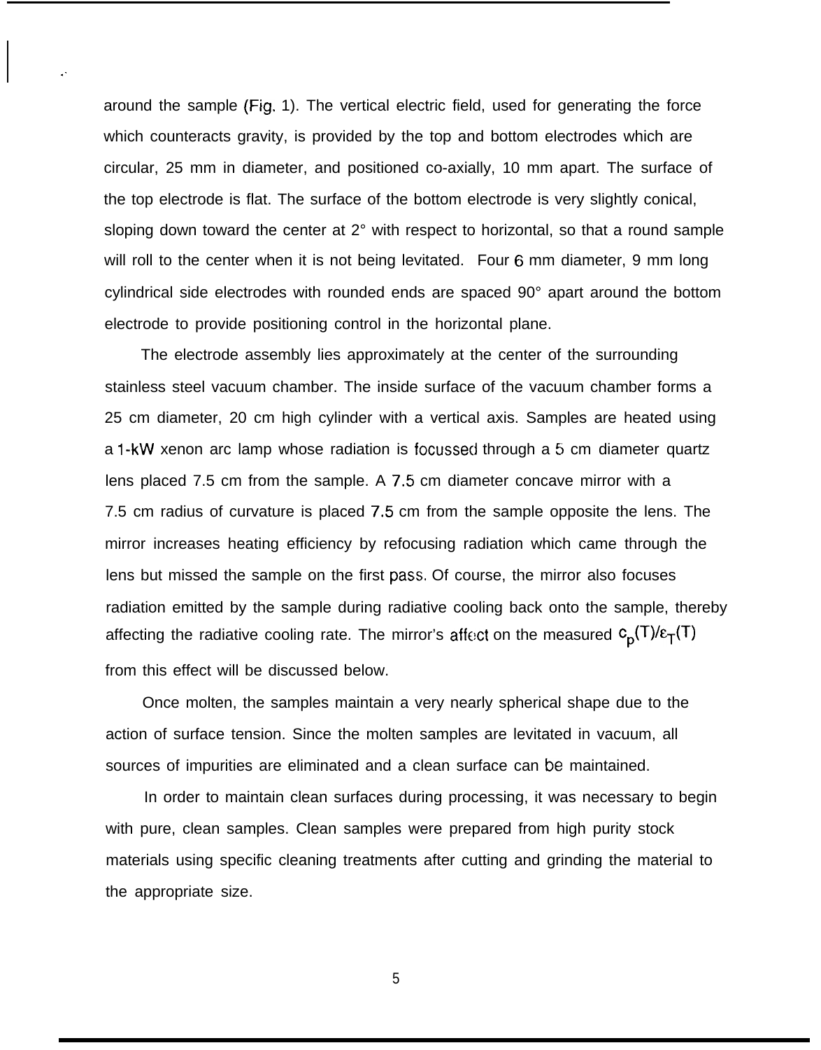around the sample (Fig. 1). The vertical electric field, used for generating the force which counteracts gravity, is provided by the top and bottom electrodes which are circular, 25 mm in diameter, and positioned co-axially, 10 mm apart. The surface of the top electrode is flat. The surface of the bottom electrode is very slightly conical, sloping down toward the center at 2° with respect to horizontal, so that a round sample will roll to the center when it is not being levitated. Four 6 mm diameter, 9 mm long cylindrical side electrodes with rounded ends are spaced 90° apart around the bottom electrode to provide positioning control in the horizontal plane.

The electrode assembly lies approximately at the center of the surrounding stainless steel vacuum chamber. The inside surface of the vacuum chamber forms a 25 cm diameter, 20 cm high cylinder with a vertical axis. Samples are heated using a 1-kW xenon arc lamp whose radiation is focussed through a 5 cm diameter quartz lens placed 7.5 cm from the sample. A 7.5 cm diameter concave mirror with a 7.5 cm radius of curvature is placed 7.5 cm from the sample opposite the lens. The mirror increases heating efficiency by refocusing radiation which came through the lens but missed the sample on the first pass. Of course, the mirror also focuses radiation emitted by the sample during radiative cooling back onto the sample, thereby affecting the radiative cooling rate. The mirror's affect on the measured $c_p(T)/\varepsilon_T(T)$ from this effect will be discussed below.

Once molten, the samples maintain a very nearly spherical shape due to the action of surface tension. Since the molten samples are levitated in vacuum, all sources of impurities are eliminated and a clean surface can be maintained.

In order to maintain clean surfaces during processing, it was necessary to begin with pure, clean samples. Clean samples were prepared from high purity stock materials using specific cleaning treatments after cutting and grinding the material to the appropriate size.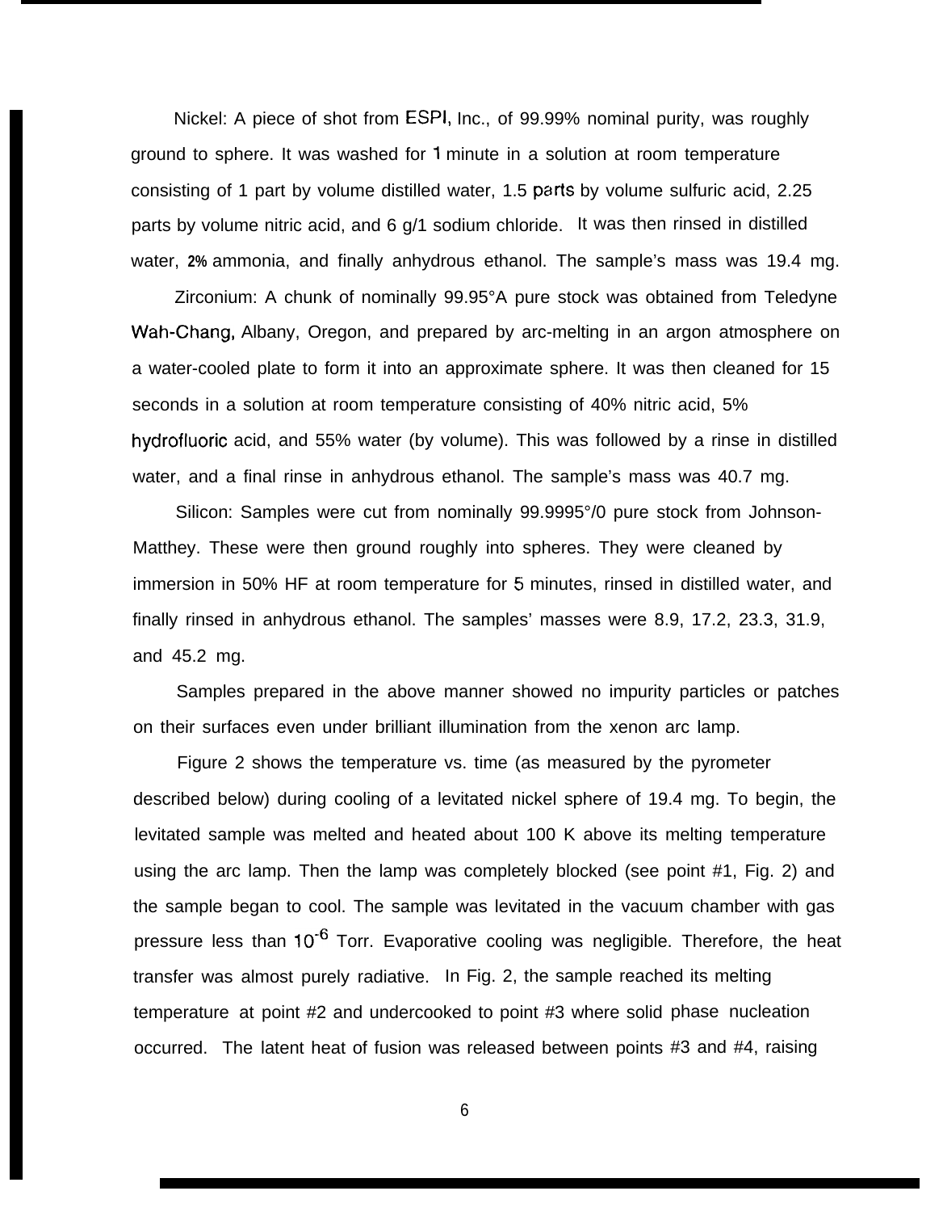Nickel: A piece of shot from ESPI, Inc., of 99.99% nominal purity, was roughly ground to sphere. It was washed for 1 minute in a solution at room temperature consisting of 1 part by volume distilled water, 1.5 parts by volume sulfuric acid, 2.25 parts by volume nitric acid, and 6 g/1 sodium chloride. It was then rinsed in distilled water, 2% ammonia, and finally anhydrous ethanol. The sample's mass was 19.4 mg.

Zirconium: A chunk of nominally 99.95°A pure stock was obtained from Teledyne Wah-Chang, Albany, Oregon, and prepared by arc-melting in an argon atmosphere on a water-cooled plate to form it into an approximate sphere. It was then cleaned for 15 seconds in a solution at room temperature consisting of 40% nitric acid, 5% hydrofluoric acid, and 55% water (by volume). This was followed by a rinse in distilled water, and a final rinse in anhydrous ethanol. The sample's mass was 40.7 mg.

Silicon: Samples were cut from nominally 99.9995°/0 pure stock from Johnson-Matthey. These were then ground roughly into spheres. They were cleaned by immersion in 50% HF at room temperature for 5 minutes, rinsed in distilled water, and finally rinsed in anhydrous ethanol. The samples' masses were 8.9, 17.2, 23.3, 31.9, and 45.2 mg.

Samples prepared in the above manner showed no impurity particles or patches on their surfaces even under brilliant illumination from the xenon arc lamp.

Figure 2 shows the temperature vs. time (as measured by the pyrometer described below) during cooling of a levitated nickel sphere of 19.4 mg. To begin, the levitated sample was melted and heated about 100 K above its melting temperature using the arc lamp. Then the lamp was completely blocked (see point #1, Fig. 2) and the sample began to cool. The sample was levitated in the vacuum chamber with gas pressure less than $10^{-6}$ Torr. Evaporative cooling was negligible. Therefore, the heat transfer was almost purely radiative. In Fig. 2, the sample reached its melting temperature at point #2 and undercooked to point #3 where solid phase nucleation occurred. The latent heat of fusion was released between points #3 and #4, raising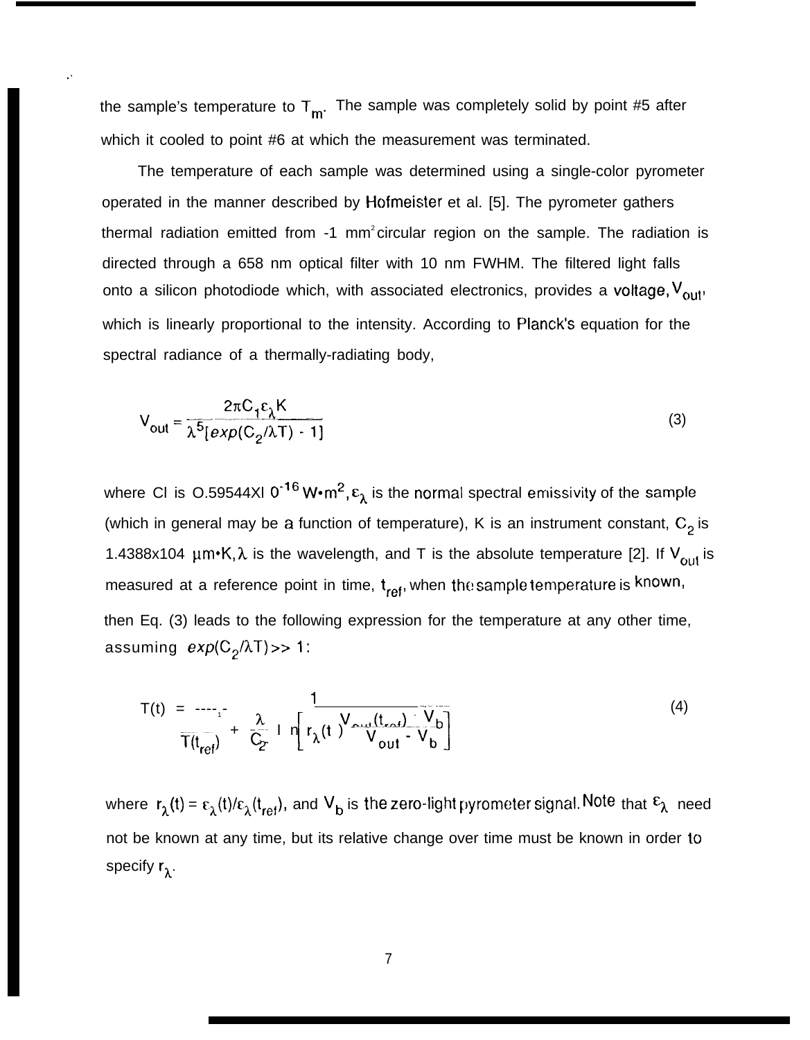the sample's temperature to $T_m$. The sample was completely solid by point #5 after which it cooled to point #6 at which the measurement was terminated.

The temperature of each sample was determined using a single-color pyrometer operated in the manner described by Hofmeister et al. [5]. The pyrometer gathers thermal radiation emitted from ~1 $mm^2$ circular region on the sample. The radiation is directed through a 658 nm optical filter with 10 nm FWHM. The filtered light falls onto a silicon photodiode which, with associated electronics, provides a voltage, $V_{out}$, which is linearly proportional to the intensity. According to Planck's equation for the spectral radiance of a thermally-radiating body,

$$V_{out} = \frac{2\pi C_1 \varepsilon_\lambda K}{\lambda^5[exp(C_2/\lambda T) - 1]} \tag{3}$$

where $C_1$ is $0.59544 \times 10^{-16}$ W•m$^2$, $\varepsilon_\lambda$ is the normal spectral emissivity of the sample (which in general may be a function of temperature), K is an instrument constant, $C_2$ is $1.4388 \times 10^4$ µm•K, $\lambda$ is the wavelength, and T is the absolute temperature [2]. If $V_{out}$ is measured at a reference point in time, $t_{ref}$, when the sample temperature is known, then Eq. (3) leads to the following expression for the temperature at any other time, assuming $exp(C_2/\lambda T) >> 1$:

$$T(t) = \frac{1}{\dfrac{1}{T(t_{ref})} + \dfrac{\lambda}{C_2} \ln\left[r_\lambda(t)\dfrac{V_{out}(t_{ref}) - V_b}{V_{out} - V_b}\right]} \tag{4}$$

where $r_\lambda(t) = \varepsilon_\lambda(t)/\varepsilon_\lambda(t_{ref})$, and $V_b$ is the zero-light pyrometer signal. Note that $\varepsilon_\lambda$ need not be known at any time, but its relative change over time must be known in order to specify $r_\lambda$.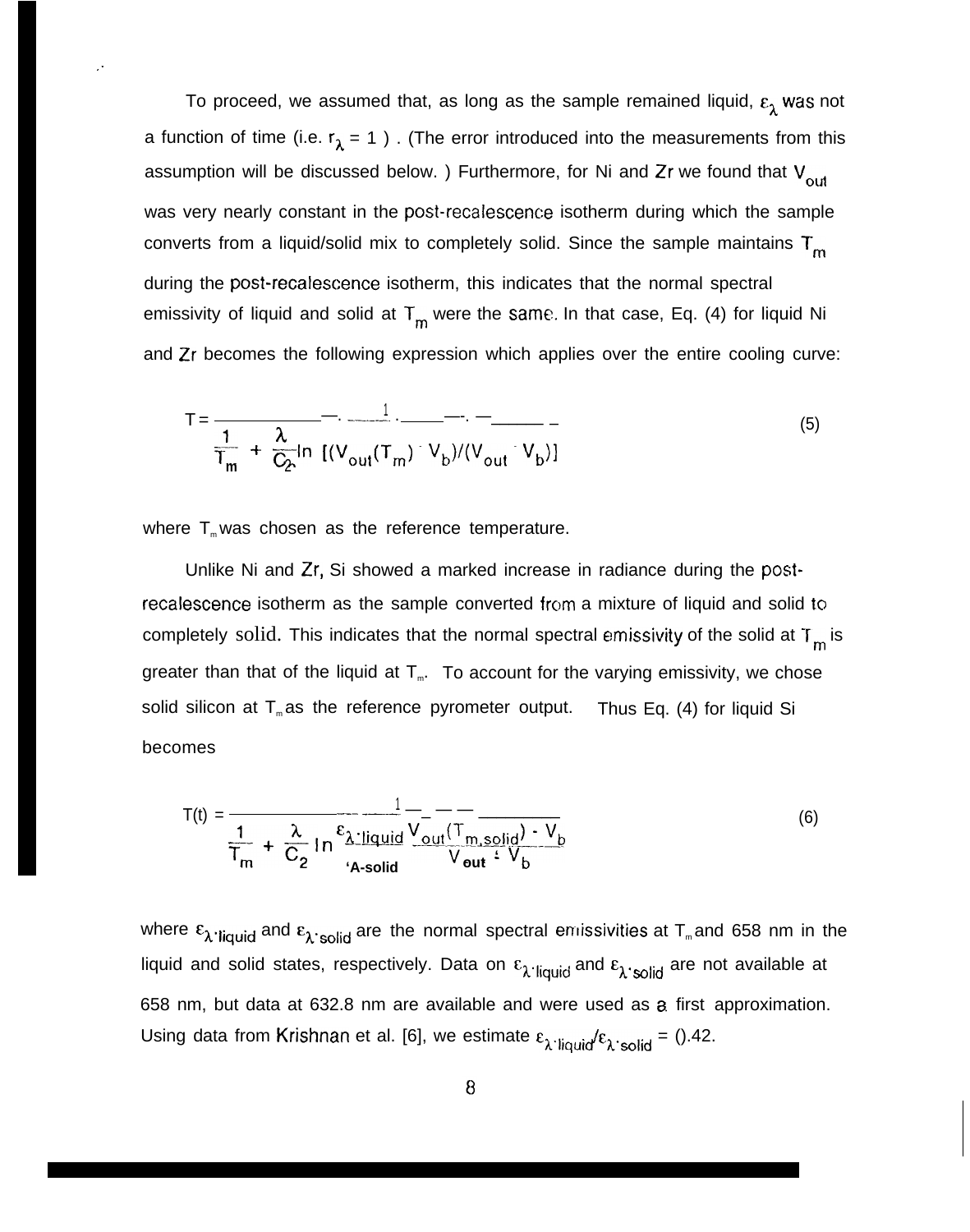To proceed, we assumed that, as long as the sample remained liquid, $\varepsilon_\lambda$ was not a function of time (i.e. $r_\lambda = 1$ ). (The error introduced into the measurements from this assumption will be discussed below. ) Furthermore, for Ni and Zr we found that $V_{out}$ was very nearly constant in the post-recalescence isotherm during which the sample converts from a liquid/solid mix to completely solid. Since the sample maintains $T_m$ during the post-recalescence isotherm, this indicates that the normal spectral emissivity of liquid and solid at $T_m$ were the same. In that case, Eq. (4) for liquid Ni and Zr becomes the following expression which applies over the entire cooling curve:

$$T = \frac{1}{\frac{1}{T_m} + \frac{\lambda}{C_2} \ln \left[ (V_{out}(T_m) - V_b)/(V_{out} - V_b) \right]} \tag{5}$$

where $T_m$ was chosen as the reference temperature.

Unlike Ni and Zr, Si showed a marked increase in radiance during the post-recalescence isotherm as the sample converted from a mixture of liquid and solid to completely solid. This indicates that the normal spectral emissivity of the solid at $T_m$ is greater than that of the liquid at $T_m$. To account for the varying emissivity, we chose solid silicon at $T_m$ as the reference pyrometer output. Thus Eq. (4) for liquid Si becomes

$$T(t) = \frac{1}{\frac{1}{T_m} + \frac{\lambda}{C_2} \ln \frac{\varepsilon_{\lambda\cdot liquid}}{\varepsilon_{\lambda\cdot solid}} \frac{V_{out}(T_{m,solid}) - V_b}{V_{out} - V_b}} \tag{6}$$

where $\varepsilon_{\lambda\cdot liquid}$ and $\varepsilon_{\lambda\cdot solid}$ are the normal spectral emissivities at $T_m$ and 658 nm in the liquid and solid states, respectively. Data on $\varepsilon_{\lambda\cdot liquid}$ and $\varepsilon_{\lambda\cdot solid}$ are not available at 658 nm, but data at 632.8 nm are available and were used as a first approximation. Using data from Krishnan et al. [6], we estimate $\varepsilon_{\lambda\cdot liquid}/\varepsilon_{\lambda\cdot solid}$ = 0.42.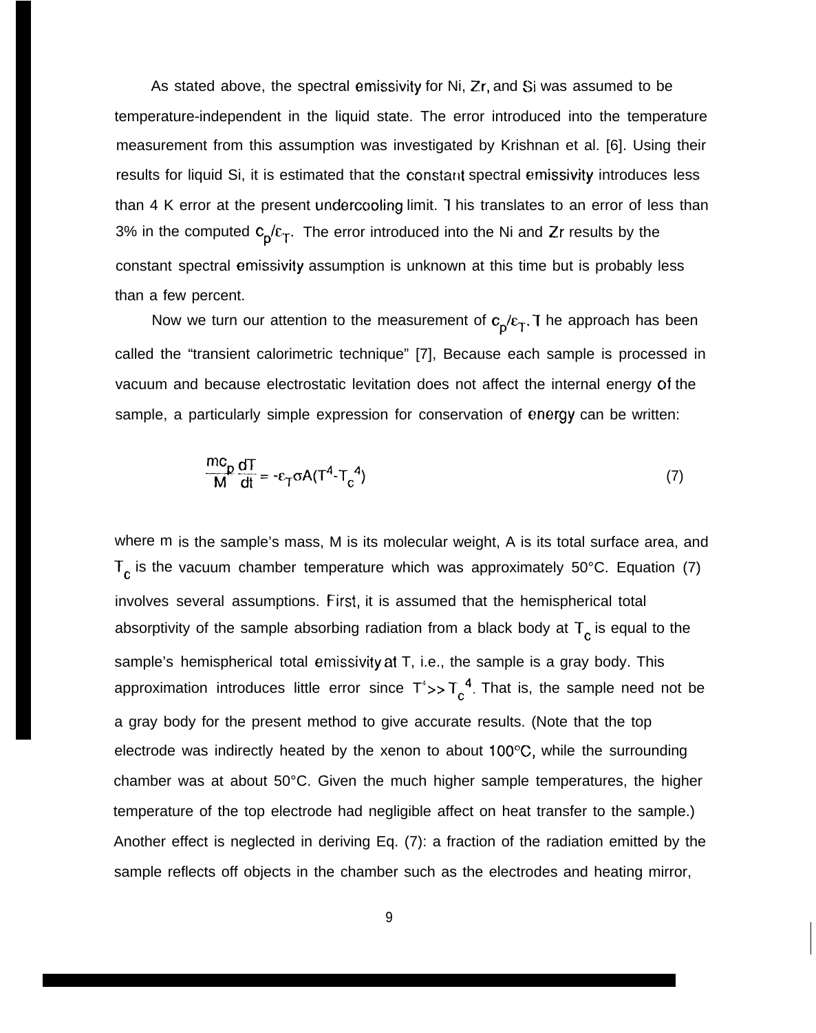As stated above, the spectral emissivity for Ni, Zr, and Si was assumed to be temperature-independent in the liquid state. The error introduced into the temperature measurement from this assumption was investigated by Krishnan et al. [6]. Using their results for liquid Si, it is estimated that the constant spectral emissivity introduces less than 4 K error at the present undercooling limit. This translates to an error of less than 3% in the computed $c_p/\varepsilon_T$. The error introduced into the Ni and Zr results by the constant spectral emissivity assumption is unknown at this time but is probably less than a few percent.

Now we turn our attention to the measurement of $c_p/\varepsilon_T$. The approach has been called the "transient calorimetric technique" [7], Because each sample is processed in vacuum and because electrostatic levitation does not affect the internal energy of the sample, a particularly simple expression for conservation of energy can be written:

$$\frac{mc_p}{M}\frac{dT}{dt} = -\varepsilon_T \sigma A(T^4 - T_c^4) \tag{7}$$

where m is the sample's mass, M is its molecular weight, A is its total surface area, and $T_c$ is the vacuum chamber temperature which was approximately 50°C. Equation (7) involves several assumptions. First, it is assumed that the hemispherical total absorptivity of the sample absorbing radiation from a black body at $T_c$ is equal to the sample's hemispherical total emissivity at T, i.e., the sample is a gray body. This approximation introduces little error since $T^4 >> T_c^4$. That is, the sample need not be a gray body for the present method to give accurate results. (Note that the top electrode was indirectly heated by the xenon to about 100°C, while the surrounding chamber was at about 50°C. Given the much higher sample temperatures, the higher temperature of the top electrode had negligible affect on heat transfer to the sample.) Another effect is neglected in deriving Eq. (7): a fraction of the radiation emitted by the sample reflects off objects in the chamber such as the electrodes and heating mirror,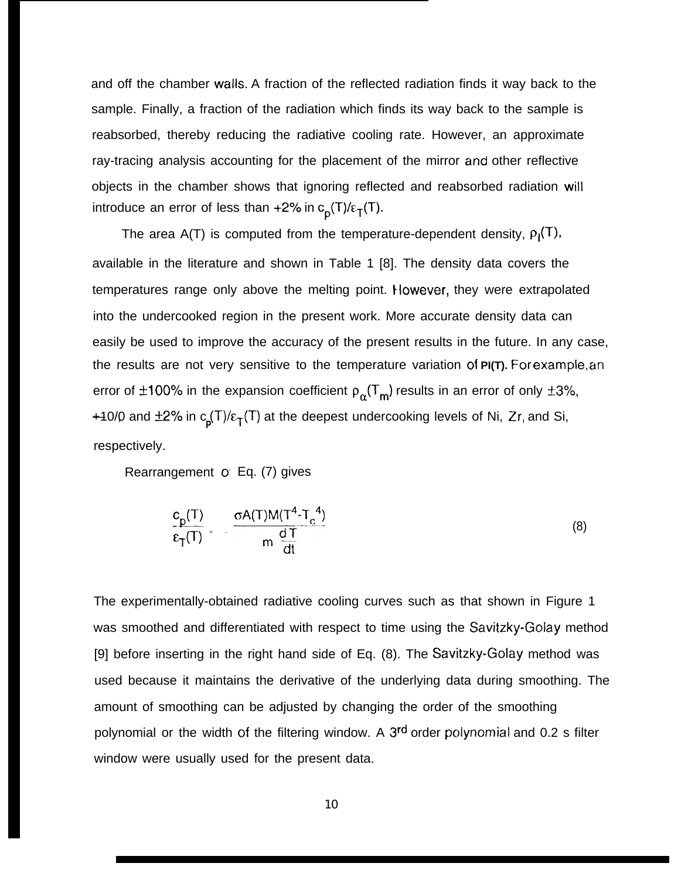and off the chamber walls. A fraction of the reflected radiation finds it way back to the sample. Finally, a fraction of the radiation which finds its way back to the sample is reabsorbed, thereby reducing the radiative cooling rate. However, an approximate ray-tracing analysis accounting for the placement of the mirror and other reflective objects in the chamber shows that ignoring reflected and reabsorbed radiation will introduce an error of less than +2% in $c_p(T)/\varepsilon_T(T)$.

The area A(T) is computed from the temperature-dependent density, $\rho_l(T)$, available in the literature and shown in Table 1 [8]. The density data covers the temperatures range only above the melting point. However, they were extrapolated into the undercooked region in the present work. More accurate density data can easily be used to improve the accuracy of the present results in the future. In any case, the results are not very sensitive to the temperature variation of $\rho_l(T)$. For example, an error of ±100% in the expansion coefficient $\rho_\alpha(T_m)$ results in an error of only ±3%, +10/0 and ±2% in $c_p(T)/\varepsilon_T(T)$ at the deepest undercooking levels of Ni, Zr, and Si, respectively.

Rearrangement o Eq. (7) gives

$$\frac{c_p(T)}{\varepsilon_T(T)} = -\frac{\sigma A(T) M (T^4 - T_c^{\ 4})}{m \dfrac{dT}{dt}} \tag{8}$$

The experimentally-obtained radiative cooling curves such as that shown in Figure 1 was smoothed and differentiated with respect to time using the Savitzky-Golay method [9] before inserting in the right hand side of Eq. (8). The Savitzky-Golay method was used because it maintains the derivative of the underlying data during smoothing. The amount of smoothing can be adjusted by changing the order of the smoothing polynomial or the width of the filtering window. A 3rd order polynomial and 0.2 s filter window were usually used for the present data.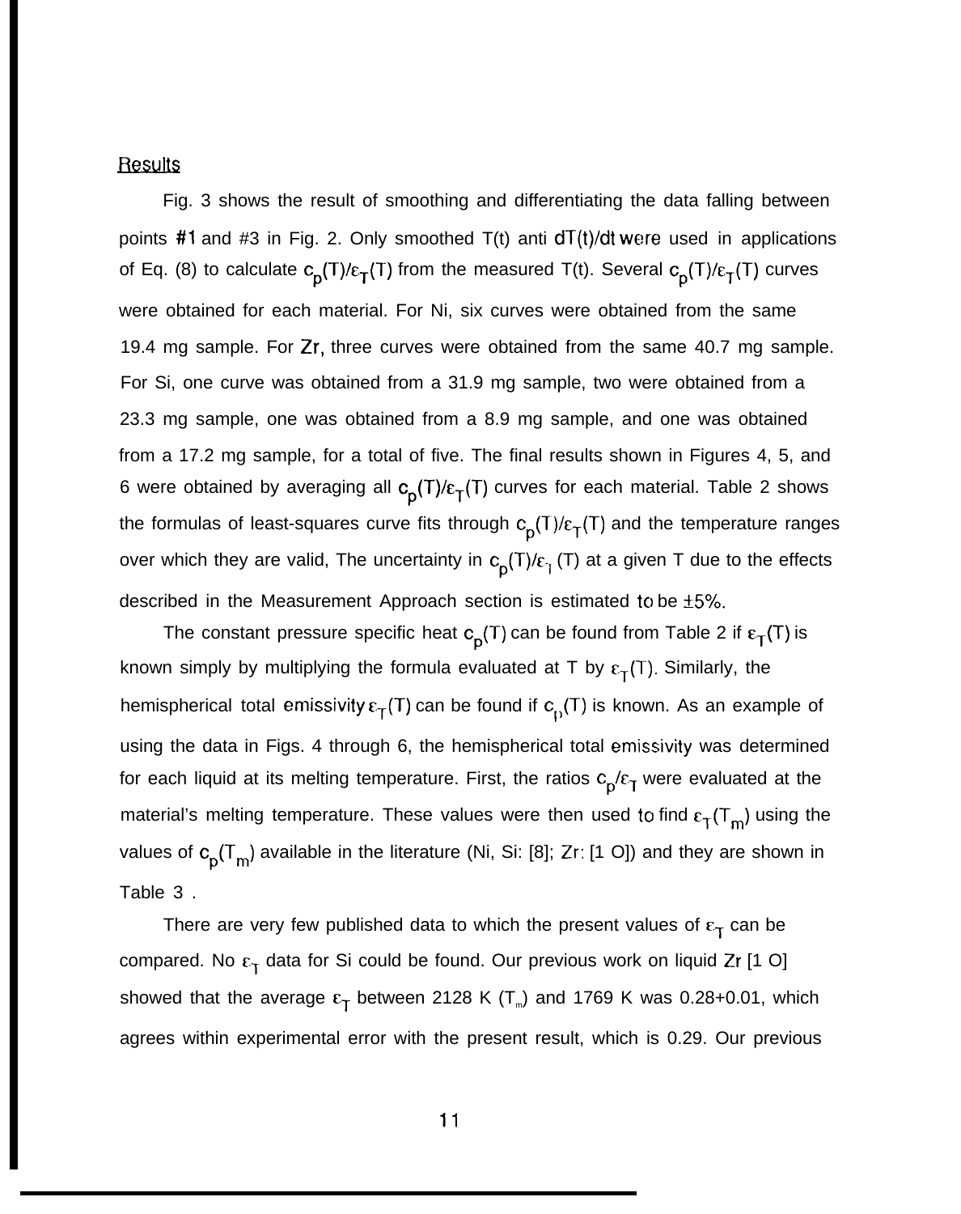## Results

Fig. 3 shows the result of smoothing and differentiating the data falling between points #1 and #3 in Fig. 2. Only smoothed T(t) anti dT(t)/dt were used in applications of Eq. (8) to calculate $c_p(T)/\varepsilon_T(T)$ from the measured T(t). Several $c_p(T)/\varepsilon_T(T)$ curves were obtained for each material. For Ni, six curves were obtained from the same 19.4 mg sample. For Zr, three curves were obtained from the same 40.7 mg sample. For Si, one curve was obtained from a 31.9 mg sample, two were obtained from a 23.3 mg sample, one was obtained from a 8.9 mg sample, and one was obtained from a 17.2 mg sample, for a total of five. The final results shown in Figures 4, 5, and 6 were obtained by averaging all $c_p(T)/\varepsilon_T(T)$ curves for each material. Table 2 shows the formulas of least-squares curve fits through $c_p(T)/\varepsilon_T(T)$ and the temperature ranges over which they are valid, The uncertainty in $c_p(T)/\varepsilon_T(T)$ at a given T due to the effects described in the Measurement Approach section is estimated to be ±5%.

The constant pressure specific heat $c_p(T)$ can be found from Table 2 if $\varepsilon_T(T)$ is known simply by multiplying the formula evaluated at T by $\varepsilon_T(T)$. Similarly, the hemispherical total emissivity $\varepsilon_T(T)$ can be found if $c_p(T)$ is known. As an example of using the data in Figs. 4 through 6, the hemispherical total emissivity was determined for each liquid at its melting temperature. First, the ratios $c_p/\varepsilon_T$ were evaluated at the material's melting temperature. These values were then used to find $\varepsilon_T(T_m)$ using the values of $c_p(T_m)$ available in the literature (Ni, Si: [8]; Zr: [10]) and they are shown in Table 3 .

There are very few published data to which the present values of $\varepsilon_T$ can be compared. No $\varepsilon_T$ data for Si could be found. Our previous work on liquid Zr [10] showed that the average $\varepsilon_T$ between 2128 K ($T_m$) and 1769 K was 0.28+0.01, which agrees within experimental error with the present result, which is 0.29. Our previous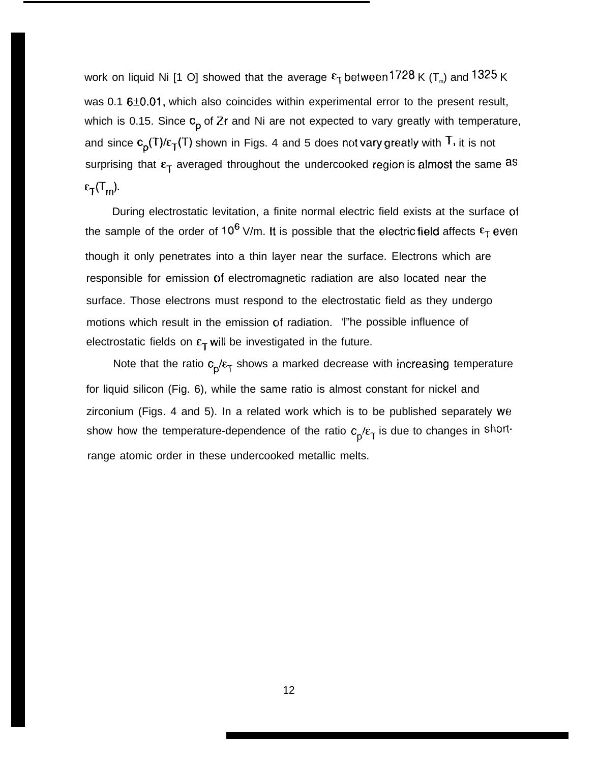work on liquid Ni [10] showed that the average $\varepsilon_T$ between 1728 K ($T_m$) and 1325 K was 0.16±0.01, which also coincides within experimental error to the present result, which is 0.15. Since $c_p$ of Zr and Ni are not expected to vary greatly with temperature, and since $c_p(T)/\varepsilon_T(T)$ shown in Figs. 4 and 5 does not vary greatly with T, it is not surprising that $\varepsilon_T$ averaged throughout the undercooked region is almost the same as $\varepsilon_T(T_m)$.

During electrostatic levitation, a finite normal electric field exists at the surface of the sample of the order of $10^6$ V/m. It is possible that the electric field affects $\varepsilon_T$ even though it only penetrates into a thin layer near the surface. Electrons which are responsible for emission of electromagnetic radiation are also located near the surface. Those electrons must respond to the electrostatic field as they undergo motions which result in the emission of radiation. 'l"he possible influence of electrostatic fields on $\varepsilon_T$ will be investigated in the future.

Note that the ratio $c_p/\varepsilon_T$ shows a marked decrease with increasing temperature for liquid silicon (Fig. 6), while the same ratio is almost constant for nickel and zirconium (Figs. 4 and 5). In a related work which is to be published separately we show how the temperature-dependence of the ratio $c_p/\varepsilon_T$ is due to changes in short-range atomic order in these undercooked metallic melts.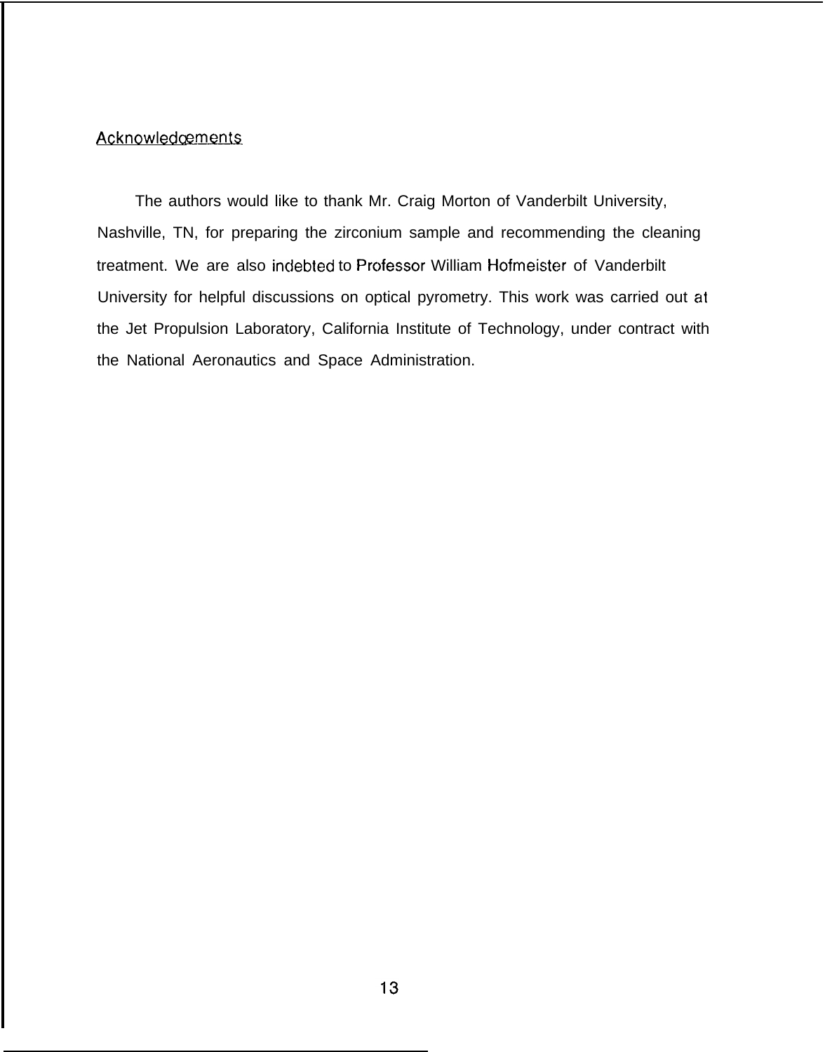## Acknowledgements

The authors would like to thank Mr. Craig Morton of Vanderbilt University, Nashville, TN, for preparing the zirconium sample and recommending the cleaning treatment. We are also indebted to Professor William Hofmeister of Vanderbilt University for helpful discussions on optical pyrometry. This work was carried out at the Jet Propulsion Laboratory, California Institute of Technology, under contract with the National Aeronautics and Space Administration.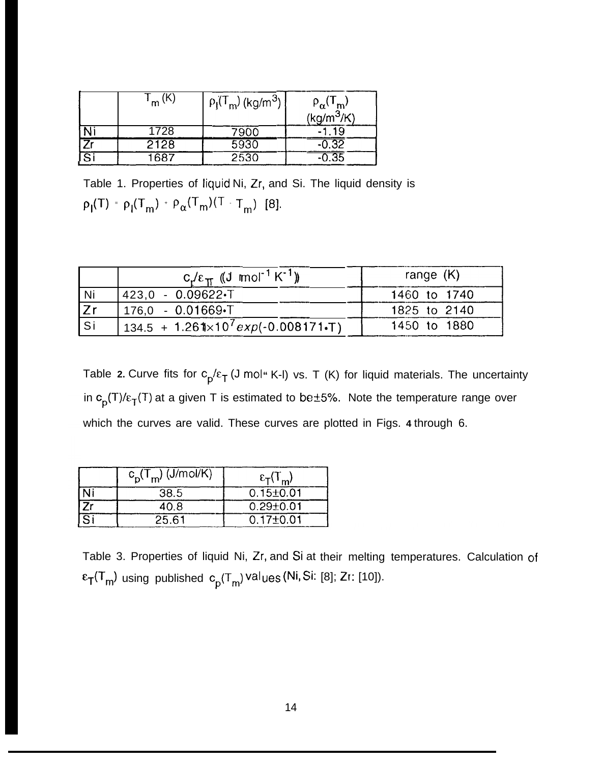|  | $T_m$ (K) | $\rho_l(T_m)$ (kg/m$^3$) | $\rho_\alpha(T_m)$ (kg/m$^3$/K) |
|---|---|---|---|
| Ni | 1728 | 7900 | -1.19 |
| Zr | 2128 | 5930 | -0.32 |
| Si | 1687 | 2530 | -0.35 |

Table 1. Properties of liquid Ni, Zr, and Si. The liquid density is $\rho_l(T) = \rho_l(T_m) + \rho_\alpha(T_m)(T - T_m)$ [8].

|  | $c_p/\varepsilon_T$ (J mol$^{-1}$ K$^{-1}$) | range (K) |
|---|---|---|
| Ni | $423.0 - 0.09622 \cdot T$ | 1460 to 1740 |
| Zr | $176.0 - 0.01669 \cdot T$ | 1825 to 2140 |
| Si | $134.5 + 1.261 \times 10^7 exp(-0.008171 \cdot T)$ | 1450 to 1880 |

Table 2. Curve fits for $c_p/\varepsilon_T$ (J mol$^{-1}$ K$^{-1}$) vs. T (K) for liquid materials. The uncertainty in $c_p(T)/\varepsilon_T(T)$ at a given T is estimated to be ±5%. Note the temperature range over which the curves are valid. These curves are plotted in Figs. 4 through 6.

|  | $c_p(T_m)$ (J/mol/K) | $\varepsilon_T(T_m)$ |
|---|---|---|
| Ni | 38.5 | 0.15±0.01 |
| Zr | 40.8 | 0.29±0.01 |
| Si | 25.61 | 0.17±0.01 |

Table 3. Properties of liquid Ni, Zr, and Si at their melting temperatures. Calculation of $\varepsilon_T(T_m)$ using published $c_p(T_m)$ values (Ni, Si: [8]; Zr: [10]).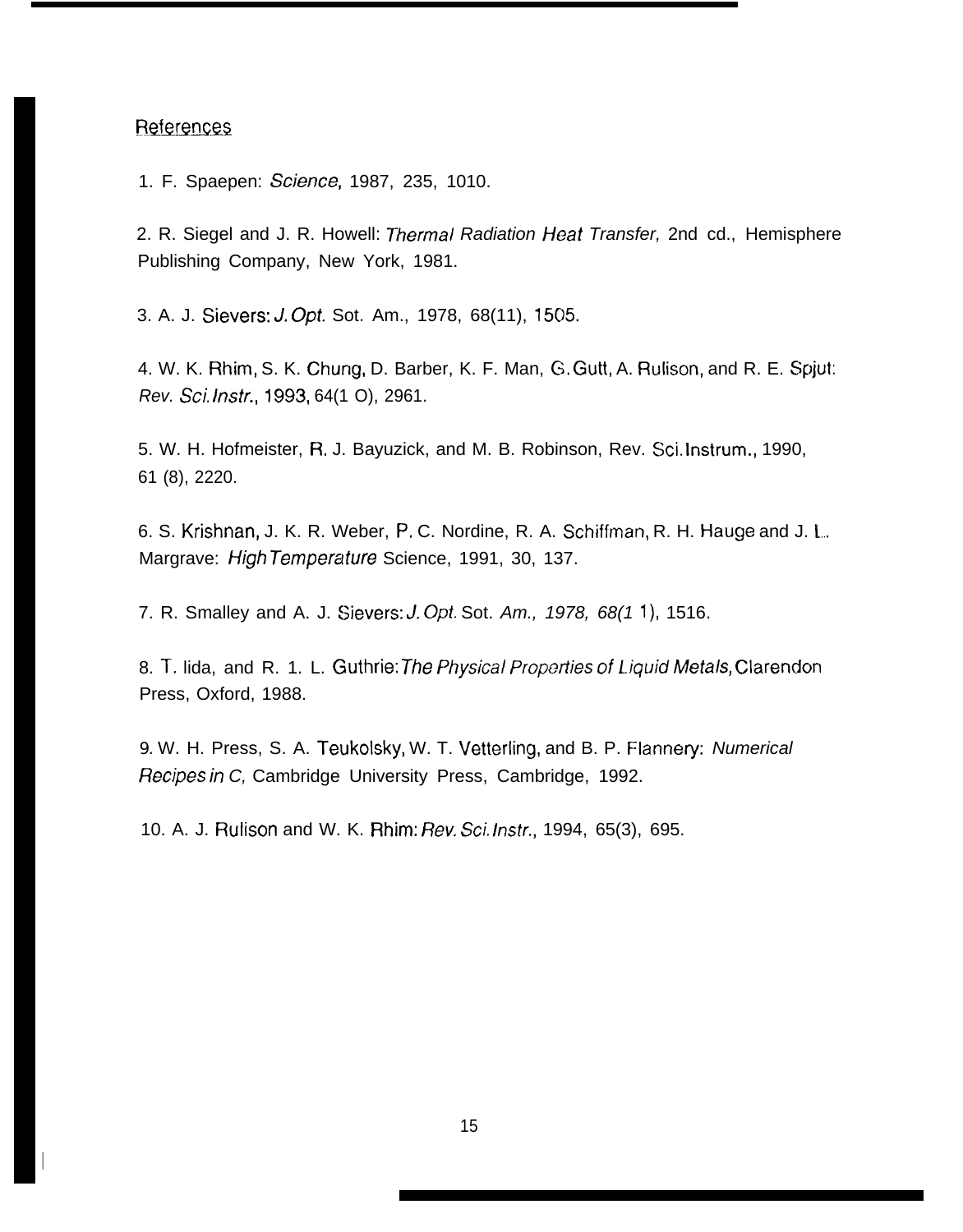## References

1. F. Spaepen: *Science*, 1987, 235, 1010.

2. R. Siegel and J. R. Howell: *Thermal Radiation Heat Transfer,* 2nd cd., Hemisphere Publishing Company, New York, 1981.

3. A. J. Sievers: *J. Opt.* Sot. Am., 1978, 68(11), 1505.

4. W. K. Rhim, S. K. Chung, D. Barber, K. F. Man, G. Gutt, A. Rulison, and R. E. Spjut: *Rev. Sci. Instr.*, 1993, 64(1 O), 2961.

5. W. H. Hofmeister, R. J. Bayuzick, and M. B. Robinson, Rev. Sci. Instrum., 1990, 61 (8), 2220.

6. S. Krishnan, J. K. R. Weber, P. C. Nordine, R. A. Schiffman, R. H. Hauge and J. L. Margrave: *High Temperature* Science, 1991, 30, 137.

7. R. Smalley and A. J. Sievers: *J. Opt.* Sot. *Am., 1978, 68(1* 1), 1516.

8. T. Iida, and R. 1. L. Guthrie: *The Physical Properties of Liquid Metals,* Clarendon Press, Oxford, 1988.

9. W. H. Press, S. A. Teukolsky, W. T. Vetterling, and B. P. Flannery: *Numerical Recipes in C,* Cambridge University Press, Cambridge, 1992.

10. A. J. Rulison and W. K. Rhim: *Rev. Sci. Instr.*, 1994, 65(3), 695.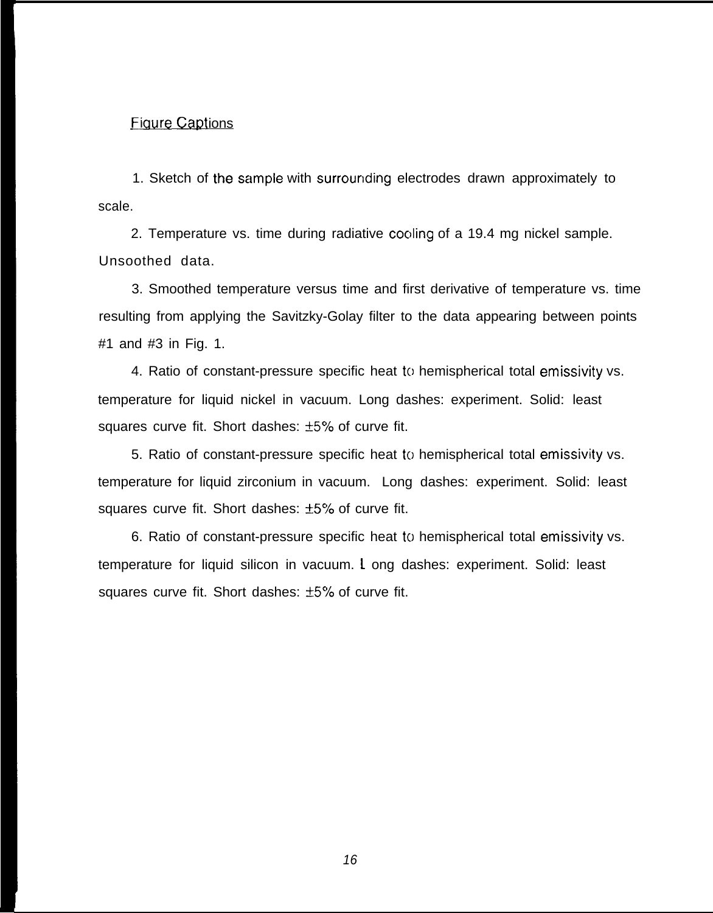## Figure Captions

1. Sketch of the sample with surrounding electrodes drawn approximately to scale.

2. Temperature vs. time during radiative cooling of a 19.4 mg nickel sample. Unsoothed data.

3. Smoothed temperature versus time and first derivative of temperature vs. time resulting from applying the Savitzky-Golay filter to the data appearing between points #1 and #3 in Fig. 1.

4. Ratio of constant-pressure specific heat to hemispherical total emissivity vs. temperature for liquid nickel in vacuum. Long dashes: experiment. Solid: least squares curve fit. Short dashes: ±5% of curve fit.

5. Ratio of constant-pressure specific heat to hemispherical total emissivity vs. temperature for liquid zirconium in vacuum. Long dashes: experiment. Solid: least squares curve fit. Short dashes: ±5% of curve fit.

6. Ratio of constant-pressure specific heat to hemispherical total emissivity vs. temperature for liquid silicon in vacuum. Long dashes: experiment. Solid: least squares curve fit. Short dashes: ±5% of curve fit.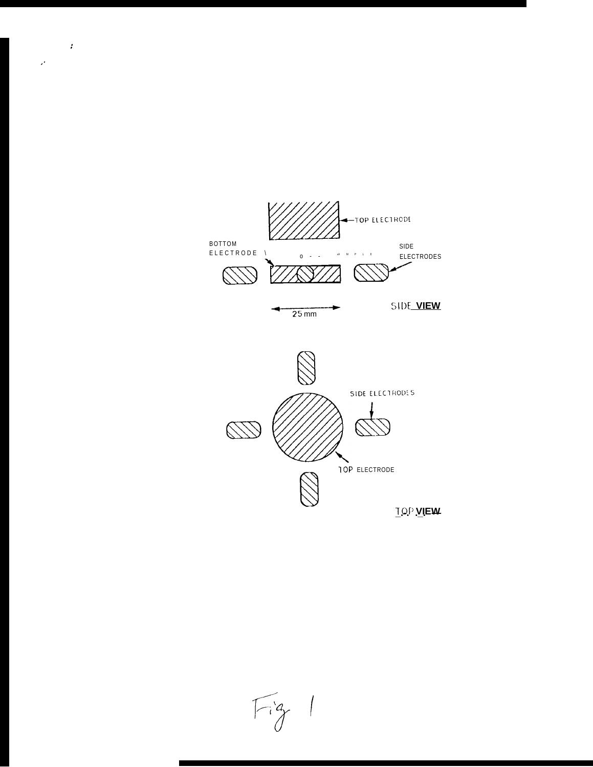TOP ELECTRODE

BOTTOM ELECTRODE

SAMPLE

SIDE ELECTRODES

25 mm

SIDE VIEW

SIDE ELECTRODES

TOP ELECTRODE

TOP VIEW

Fig 1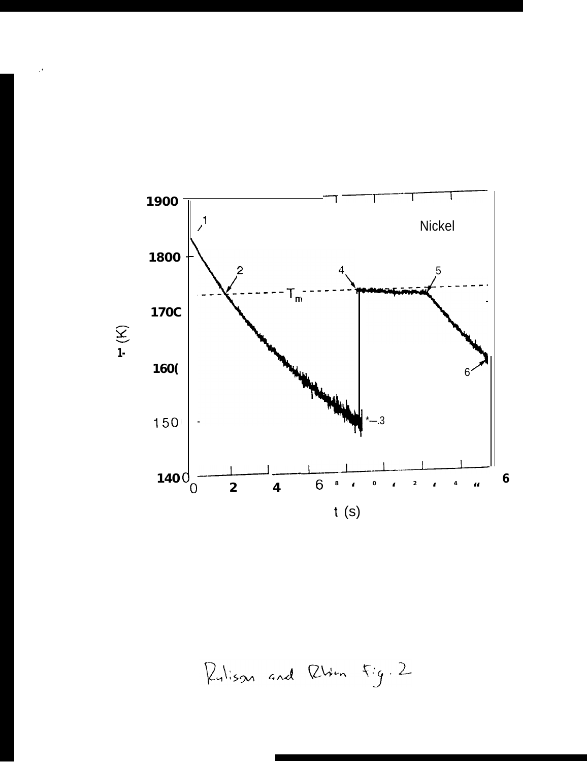1900

1800

170C

1- (K)

160(

150

1400

0 2 4 6 8 10 12 14 16

t (s)

Nickel

$T_m$

1 2 3 4 5 6

Rulison and Rhim Fig. 2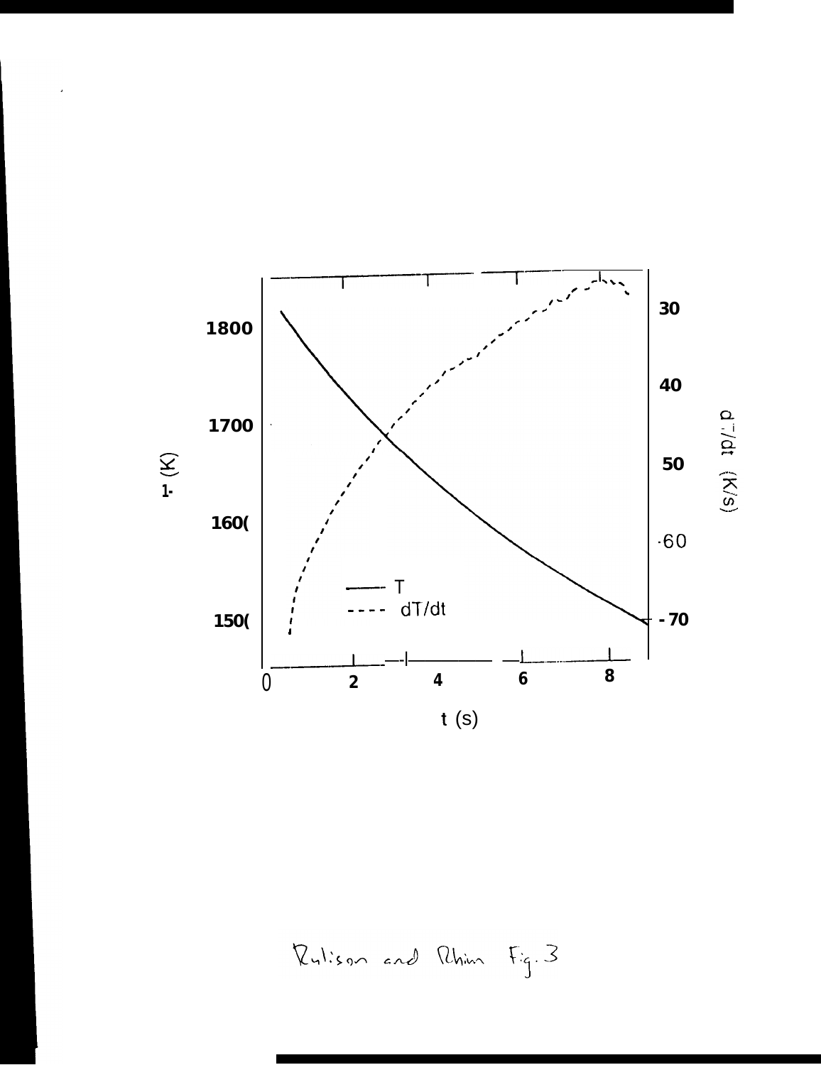Rulison and Rhim Fig. 3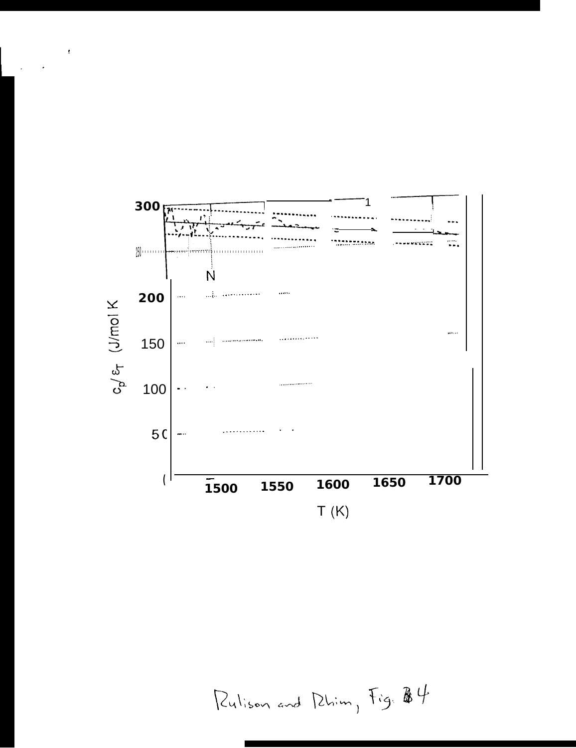Rulison and Rhim, Fig. 4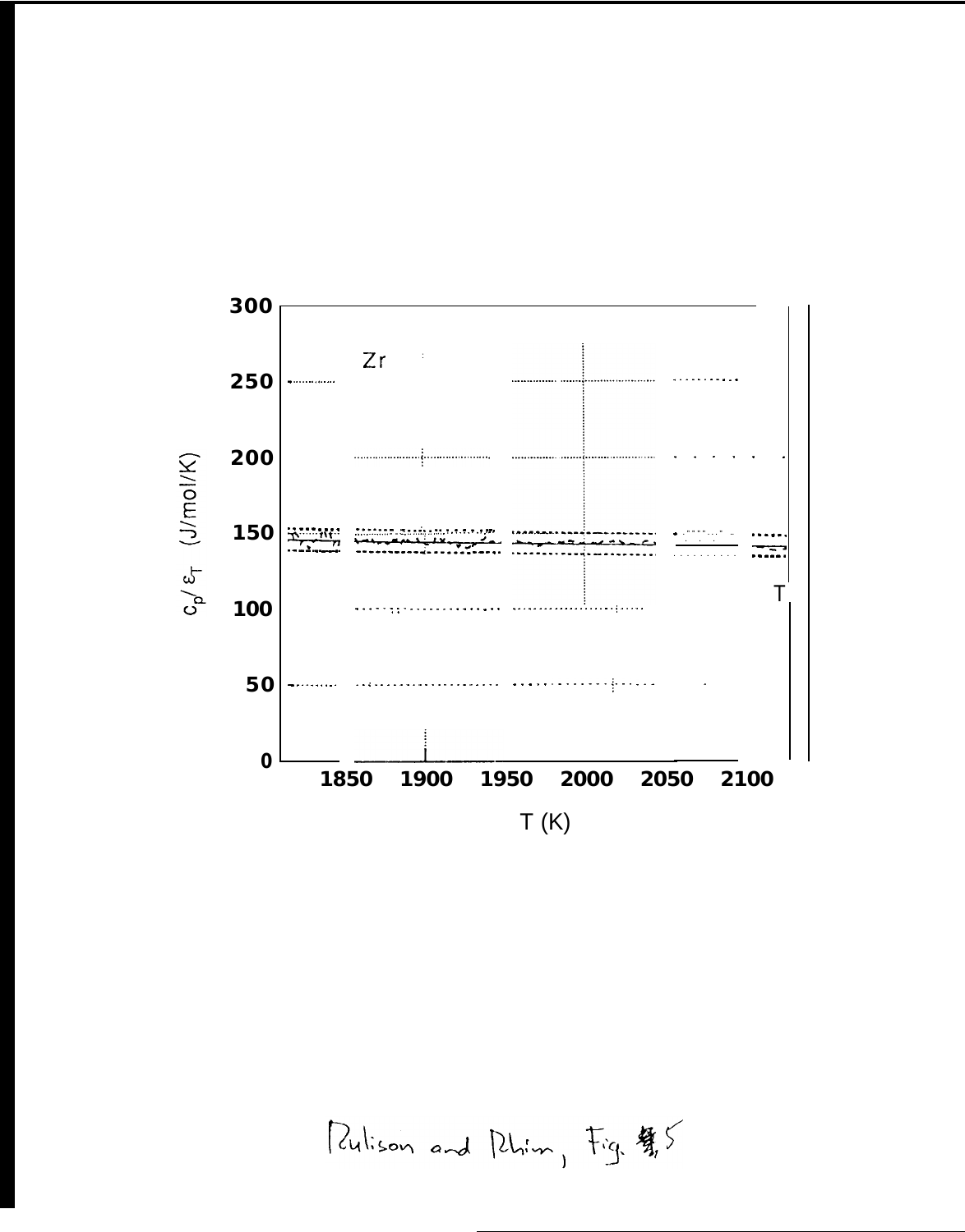Rulison and Rhim, Fig. 5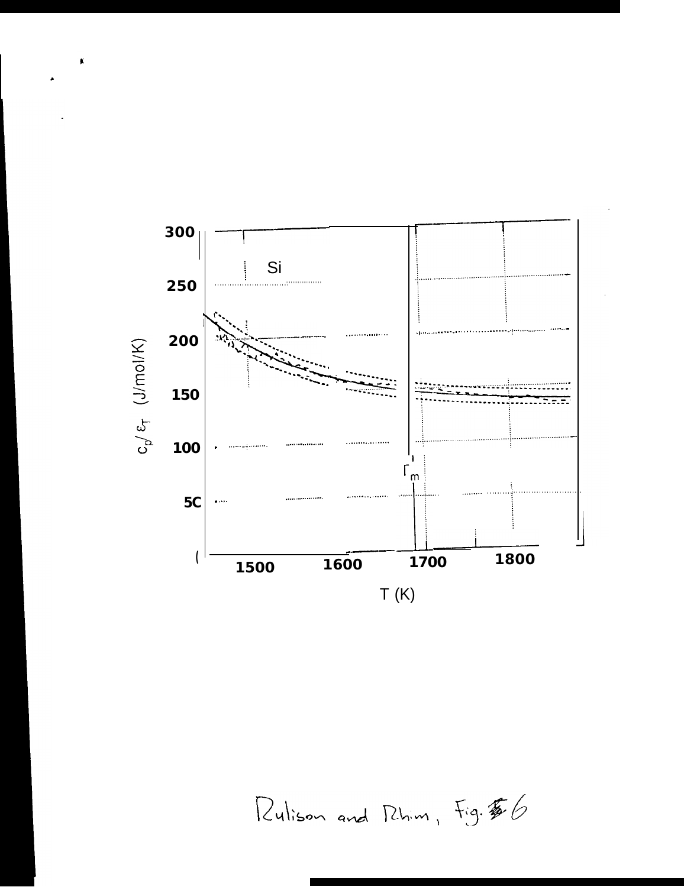300

Si

250

200

150

100

5C

(

1500

1600

1700

1800

$c_p/\varepsilon_T$ (J/mol/K)

T (K)

$T_m$

Rulison and Rhim, Fig. 6